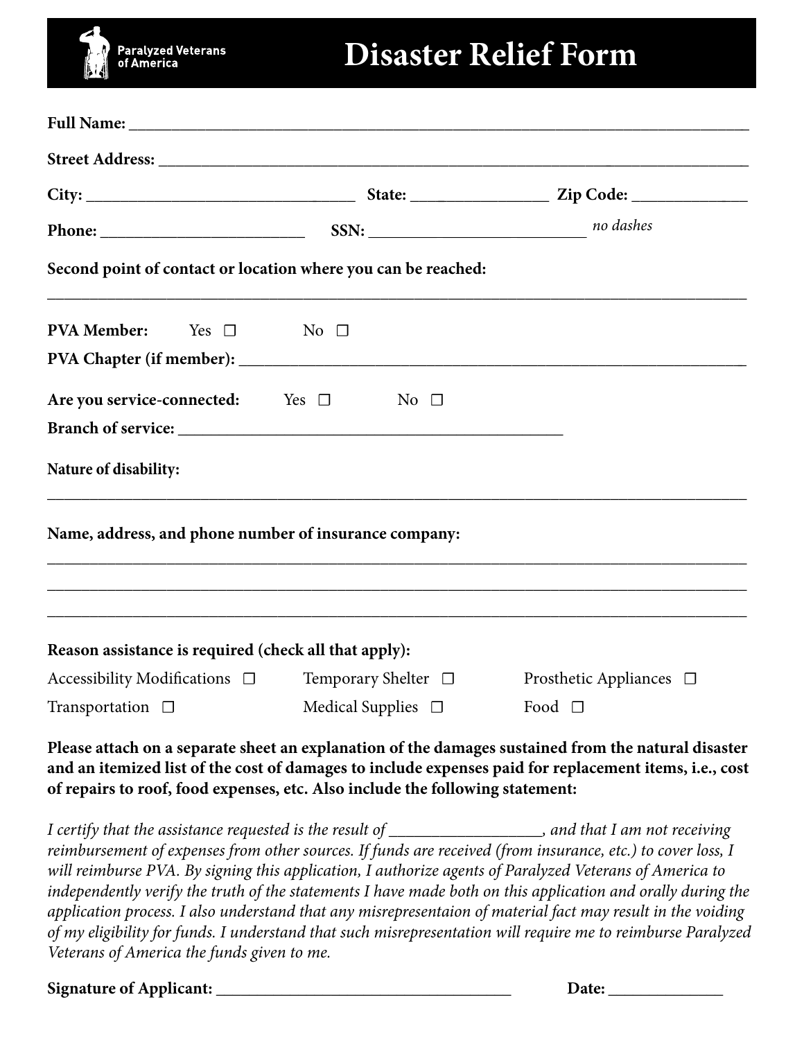Paralyzed Veterans of America

# Disaster Relief Form

**Full Name:** ______________________________________________________________________

**Street Address:** __________________________________________________________________

**City:** ______________________________ **State:** _______________ **Zip Code:** ____________

**Phone:** _____________________ **SSN:** _________________________ *no dashes*

**Second point of contact or location where you can be reached:**

______________________________________________________________________________

**PVA Member:** Yes ☐ No ☐

**PVA Chapter (if member):** ____________________________________________________

**Are you service-connected:** Yes ☐ No ☐

**Branch of service:** ________________________________________

**Nature of disability:**

______________________________________________________________________________

**Name, address, and phone number of insurance company:**

______________________________________________________________________________

______________________________________________________________________________

______________________________________________________________________________

**Reason assistance is required (check all that apply):**

Accessibility Modifications ☐ Temporary Shelter ☐ Prosthetic Appliances ☐

Transportation ☐ Medical Supplies ☐ Food ☐

**Please attach on a separate sheet an explanation of the damages sustained from the natural disaster and an itemized list of the cost of damages to include expenses paid for replacement items, i.e., cost of repairs to roof, food expenses, etc. Also include the following statement:**

*I certify that the assistance requested is the result of _______________, and that I am not receiving reimbursement of expenses from other sources. If funds are received (from insurance, etc.) to cover loss, I will reimburse PVA. By signing this application, I authorize agents of Paralyzed Veterans of America to independently verify the truth of the statements I have made both on this application and orally during the application process. I also understand that any misrepresentaion of material fact may result in the voiding of my eligibility for funds. I understand that such misrepresentation will require me to reimburse Paralyzed Veterans of America the funds given to me.*

**Signature of Applicant:** ______________________________ **Date:** ____________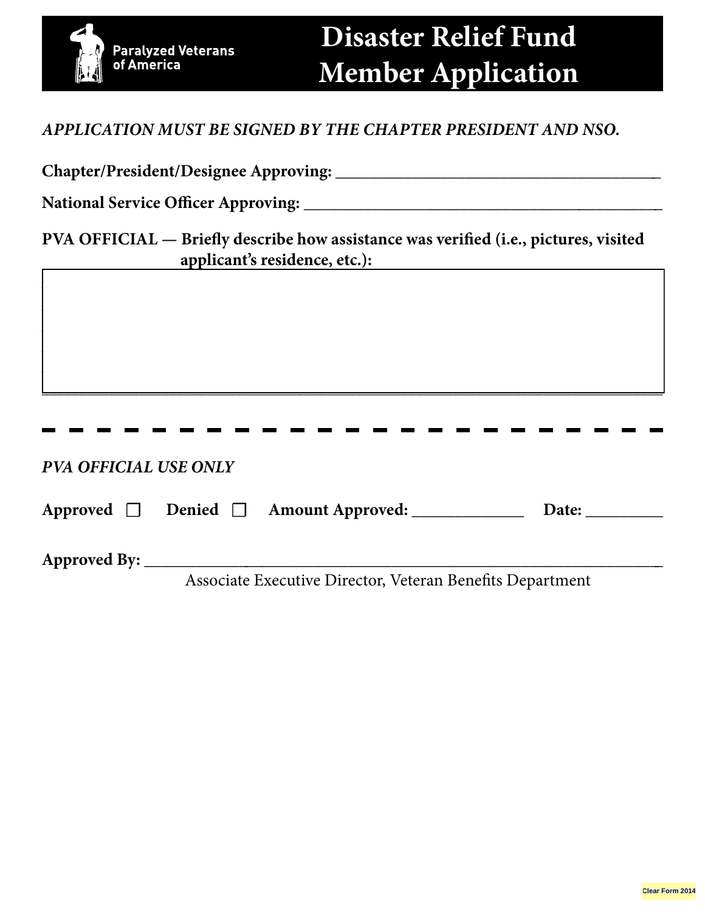# Disaster Relief Fund Member Application

Paralyzed Veterans of America

*APPLICATION MUST BE SIGNED BY THE CHAPTER PRESIDENT AND NSO.*

**Chapter/President/Designee Approving:** ________________________________________

**National Service Officer Approving:** ___________________________________________

**PVA OFFICIAL — Briefly describe how assistance was verified (i.e., pictures, visited applicant's residence, etc.):**

_______________________________________________________________________________

---

*PVA OFFICIAL USE ONLY*

**Approved** ☐ **Denied** ☐ **Amount Approved:** _____________ **Date:** _________

**Approved By:** ________________________________________________________________

Associate Executive Director, Veteran Benefits Department

Clear Form 2014